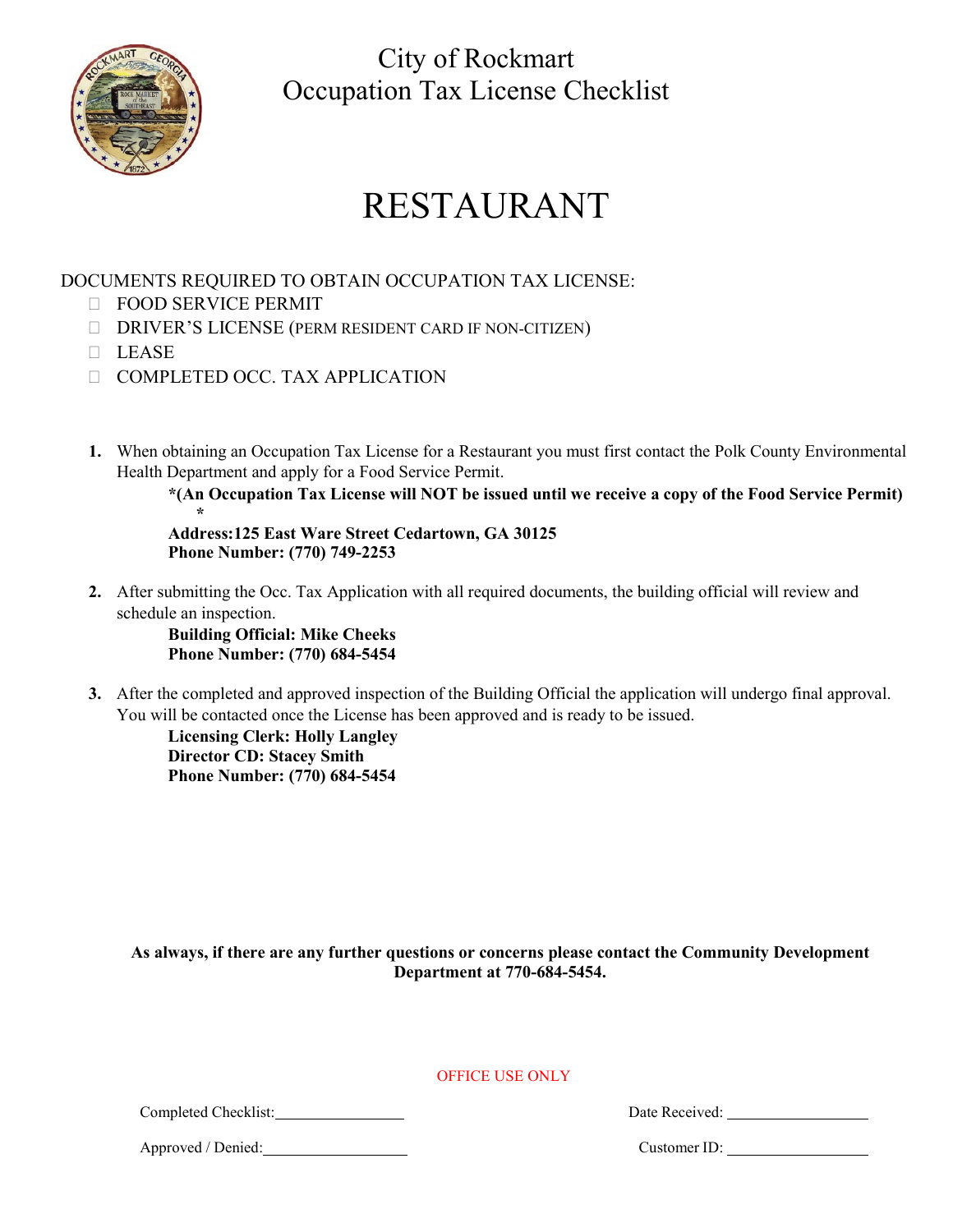# City of Rockmart
## Occupation Tax License Checklist

# RESTAURANT

DOCUMENTS REQUIRED TO OBTAIN OCCUPATION TAX LICENSE:

- ☐ FOOD SERVICE PERMIT
- ☐ DRIVER'S LICENSE (PERM RESIDENT CARD IF NON-CITIZEN)
- ☐ LEASE
- ☐ COMPLETED OCC. TAX APPLICATION

1. When obtaining an Occupation Tax License for a Restaurant you must first contact the Polk County Environmental Health Department and apply for a Food Service Permit.

   **\*(An Occupation Tax License will NOT be issued until we receive a copy of the Food Service Permit) \***

   **Address:125 East Ware Street Cedartown, GA 30125**
   **Phone Number: (770) 749-2253**

2. After submitting the Occ. Tax Application with all required documents, the building official will review and schedule an inspection.

   **Building Official: Mike Cheeks**
   **Phone Number: (770) 684-5454**

3. After the completed and approved inspection of the Building Official the application will undergo final approval. You will be contacted once the License has been approved and is ready to be issued.

   **Licensing Clerk: Holly Langley**
   **Director CD: Stacey Smith**
   **Phone Number: (770) 684-5454**

**As always, if there are any further questions or concerns please contact the Community Development Department at 770-684-5454.**

OFFICE USE ONLY

Completed Checklist: ______________ Date Received: ______________

Approved / Denied: ______________ Customer ID: ______________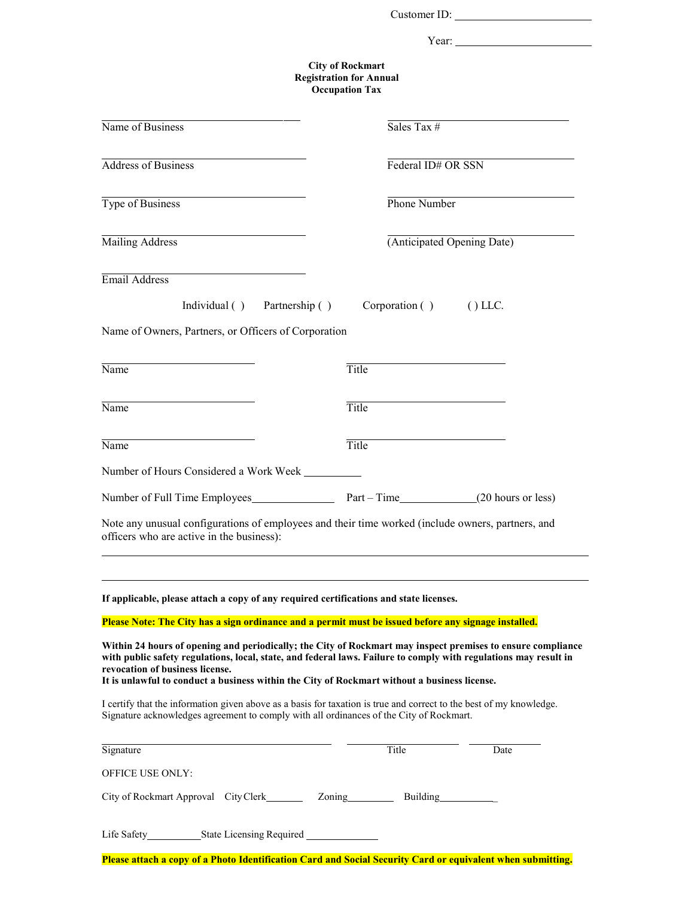Customer ID: ____________________

Year: ____________________

**City of Rockmart**
**Registration for Annual**
**Occupation Tax**

| | |
|---|---|
| ______________________________ Name of Business | ______________________________ Sales Tax # |
| ______________________________ Address of Business | ______________________________ Federal ID# OR SSN |
| ______________________________ Type of Business | ______________________________ Phone Number |
| ______________________________ Mailing Address | ______________________________ (Anticipated Opening Date) |
| ______________________________ Email Address | |

Individual ( )     Partnership ( )     Corporation ( )     ( ) LLC.

Name of Owners, Partners, or Officers of Corporation

| | |
|---|---|
| ______________________ Name | ______________________ Title |
| ______________________ Name | ______________________ Title |
| ______________________ Name | ______________________ Title |

Number of Hours Considered a Work Week __________

Number of Full Time Employees______________ Part – Time_____________(20 hours or less)

Note any unusual configurations of employees and their time worked (include owners, partners, and officers who are active in the business):

______________________________________________________________________________

______________________________________________________________________________

**If applicable, please attach a copy of any required certifications and state licenses.**

**Please Note: The City has a sign ordinance and a permit must be issued before any signage installed.**

**Within 24 hours of opening and periodically; the City of Rockmart may inspect premises to ensure compliance with public safety regulations, local, state, and federal laws. Failure to comply with regulations may result in revocation of business license.**
**It is unlawful to conduct a business within the City of Rockmart without a business license.**

I certify that the information given above as a basis for taxation is true and correct to the best of my knowledge. Signature acknowledges agreement to comply with all ordinances of the City of Rockmart.

______________________________________ ____________________ ______________
Signature Title Date

OFFICE USE ONLY:

City of Rockmart Approval City Clerk_______ Zoning_________ Building__________

Life Safety__________State Licensing Required _____________

**Please attach a copy of a Photo Identification Card and Social Security Card or equivalent when submitting.**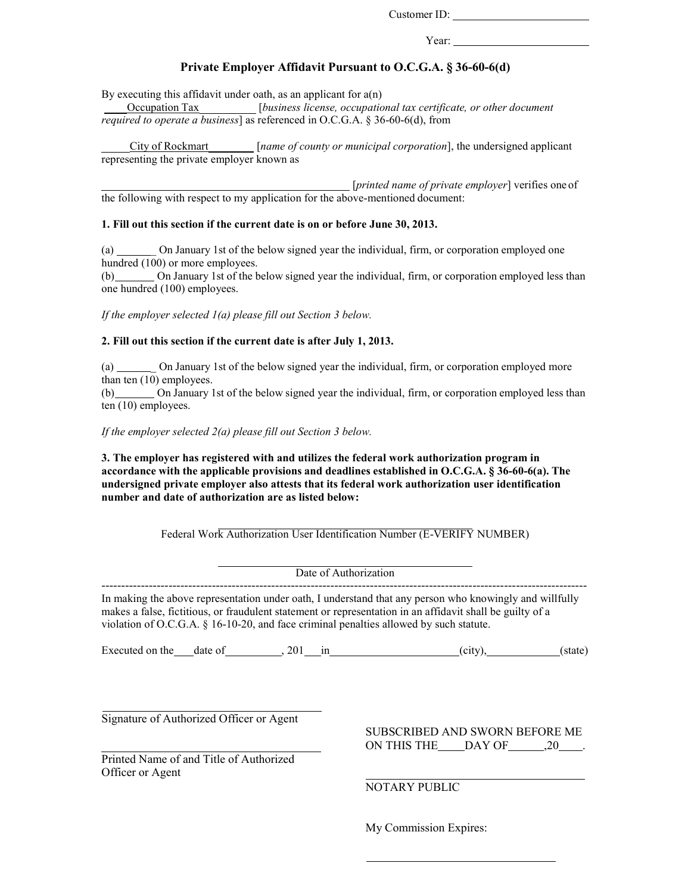Customer ID: ______________________

Year: ______________________

## Private Employer Affidavit Pursuant to O.C.G.A. § 36-60-6(d)

By executing this affidavit under oath, as an applicant for a(n) ____Occupation Tax__________ [*business license, occupational tax certificate, or other document required to operate a business*] as referenced in O.C.G.A. § 36-60-6(d), from

_____City of Rockmart________ [*name of county or municipal corporation*], the undersigned applicant representing the private employer known as

_____________________________________________ [*printed name of private employer*] verifies one of the following with respect to my application for the above-mentioned document:

**1. Fill out this section if the current date is on or before June 30, 2013.**

(a) _______ On January 1st of the below signed year the individual, firm, or corporation employed one hundred (100) or more employees.
(b)_______ On January 1st of the below signed year the individual, firm, or corporation employed less than one hundred (100) employees.

*If the employer selected 1(a) please fill out Section 3 below.*

**2. Fill out this section if the current date is after July 1, 2013.**

(a) _______ On January 1st of the below signed year the individual, firm, or corporation employed more than ten (10) employees.
(b)_______ On January 1st of the below signed year the individual, firm, or corporation employed less than ten (10) employees.

*If the employer selected 2(a) please fill out Section 3 below.*

**3. The employer has registered with and utilizes the federal work authorization program in accordance with the applicable provisions and deadlines established in O.C.G.A. § 36-60-6(a). The undersigned private employer also attests that its federal work authorization user identification number and date of authorization are as listed below:**

_____________________________________________
Federal Work Authorization User Identification Number (E-VERIFY NUMBER)

_____________________________________________
Date of Authorization

---

In making the above representation under oath, I understand that any person who knowingly and willfully makes a false, fictitious, or fraudulent statement or representation in an affidavit shall be guilty of a violation of O.C.G.A. § 16-10-20, and face criminal penalties allowed by such statute.

Executed on the___date of__________, 201___in______________________(city),_____________(state)

_____________________________________
Signature of Authorized Officer or Agent

_____________________________________
Printed Name of and Title of Authorized Officer or Agent

SUBSCRIBED AND SWORN BEFORE ME ON THIS THE____DAY OF______,20____.

_____________________________________
NOTARY PUBLIC

My Commission Expires:

_____________________________________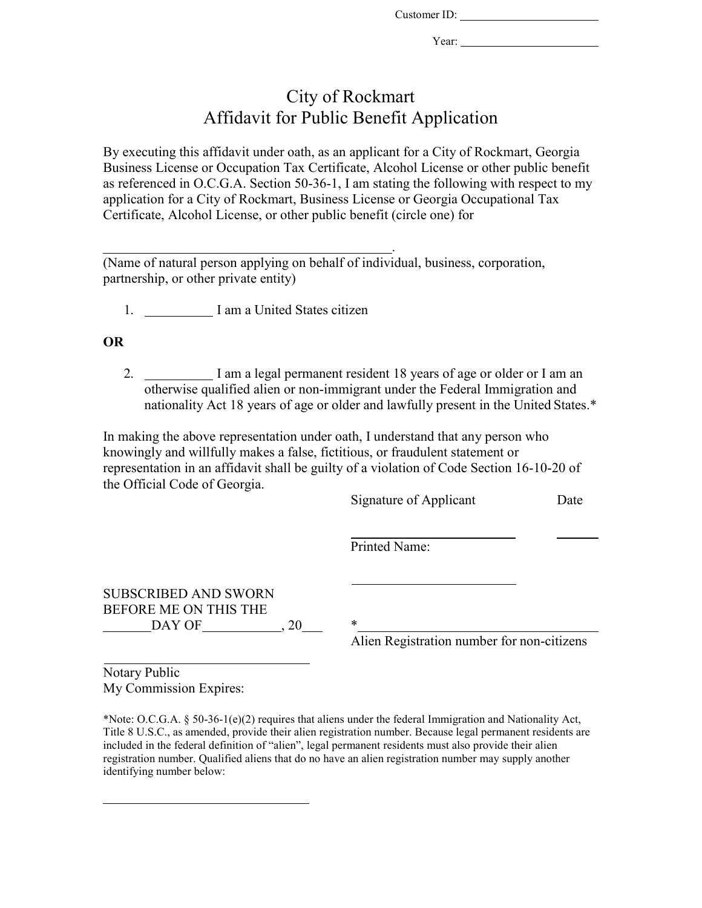Customer ID: \_\_\_\_\_\_\_\_\_\_\_\_\_\_\_\_\_\_\_\_\_\_\_\_

Year: \_\_\_\_\_\_\_\_\_\_\_\_\_\_\_\_\_\_\_\_\_\_\_\_

# City of Rockmart
## Affidavit for Public Benefit Application

By executing this affidavit under oath, as an applicant for a City of Rockmart, Georgia Business License or Occupation Tax Certificate, Alcohol License or other public benefit as referenced in O.C.G.A. Section 50-36-1, I am stating the following with respect to my application for a City of Rockmart, Business License or Georgia Occupational Tax Certificate, Alcohol License, or other public benefit (circle one) for

\_\_\_\_\_\_\_\_\_\_\_\_\_\_\_\_\_\_\_\_\_\_\_\_\_\_\_\_\_\_\_\_\_\_\_\_\_\_\_\_\_\_\_\_.
(Name of natural person applying on behalf of individual, business, corporation, partnership, or other private entity)

1. \_\_\_\_\_\_\_\_\_\_ I am a United States citizen

**OR**

2. \_\_\_\_\_\_\_\_\_\_ I am a legal permanent resident 18 years of age or older or I am an otherwise qualified alien or non-immigrant under the Federal Immigration and nationality Act 18 years of age or older and lawfully present in the United States.*

In making the above representation under oath, I understand that any person who knowingly and willfully makes a false, fictitious, or fraudulent statement or representation in an affidavit shall be guilty of a violation of Code Section 16-10-20 of the Official Code of Georgia.

Signature of Applicant                Date

\_\_\_\_\_\_\_\_\_\_\_\_\_\_\_\_\_\_\_\_\_\_\_\_\_\_\_\_     \_\_\_\_\_\_\_\_

Printed Name:

\_\_\_\_\_\_\_\_\_\_\_\_\_\_\_\_\_\_\_\_\_\_\_\_\_\_\_\_

SUBSCRIBED AND SWORN
BEFORE ME ON THIS THE
\_\_\_\_\_\_\_DAY OF\_\_\_\_\_\_\_\_\_\_\_\_, 20\_\_\_

*\_\_\_\_\_\_\_\_\_\_\_\_\_\_\_\_\_\_\_\_\_\_\_\_\_\_\_\_\_\_\_\_\_\_\_\_\_\_\_\_\_\_
Alien Registration number for non-citizens

\_\_\_\_\_\_\_\_\_\_\_\_\_\_\_\_\_\_\_\_\_\_\_\_\_\_\_\_\_\_\_\_\_\_\_\_
Notary Public
My Commission Expires:

*Note: O.C.G.A. § 50-36-1(e)(2) requires that aliens under the federal Immigration and Nationality Act, Title 8 U.S.C., as amended, provide their alien registration number. Because legal permanent residents are included in the federal definition of "alien", legal permanent residents must also provide their alien registration number. Qualified aliens that do no have an alien registration number may supply another identifying number below:

\_\_\_\_\_\_\_\_\_\_\_\_\_\_\_\_\_\_\_\_\_\_\_\_\_\_\_\_\_\_\_\_\_\_\_\_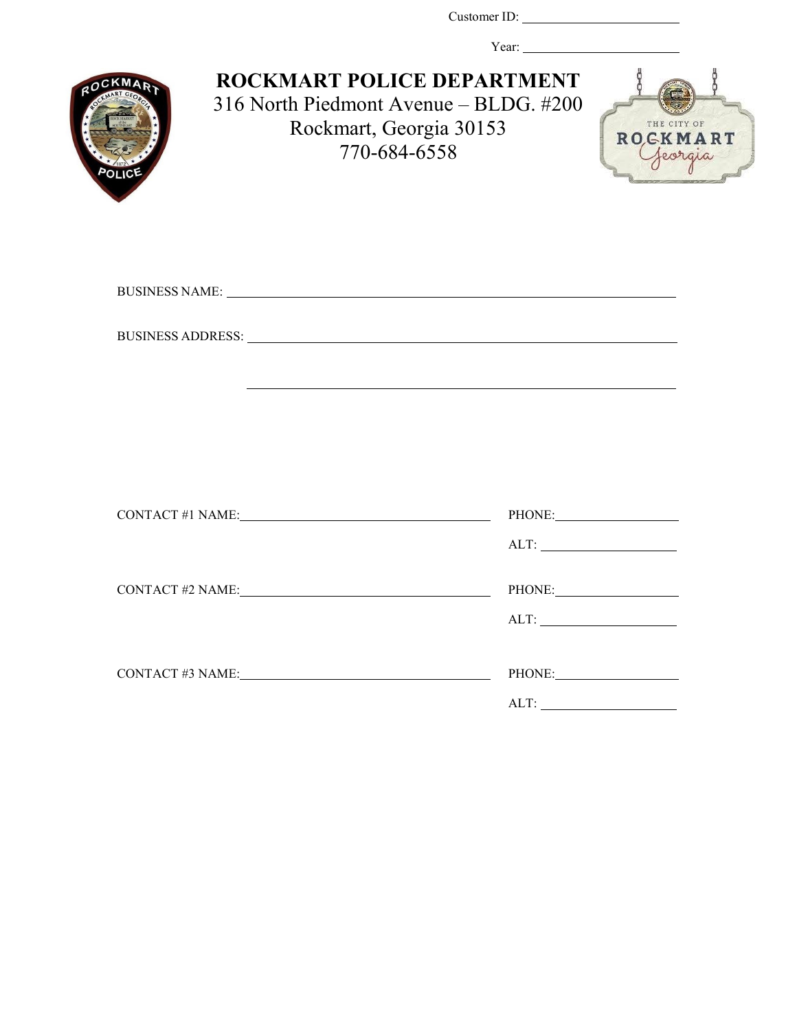Customer ID: ____________________

Year: ____________________

# ROCKMART POLICE DEPARTMENT

316 North Piedmont Avenue – BLDG. #200
Rockmart, Georgia 30153
770-684-6558

BUSINESS NAME: ____________________________________________________________

BUSINESS ADDRESS: ____________________________________________________________

____________________________________________________________

CONTACT #1 NAME: ________________________________ PHONE: ____________________

ALT: ____________________

CONTACT #2 NAME: ________________________________ PHONE: ____________________

ALT: ____________________

CONTACT #3 NAME: ________________________________ PHONE: ____________________

ALT: ____________________